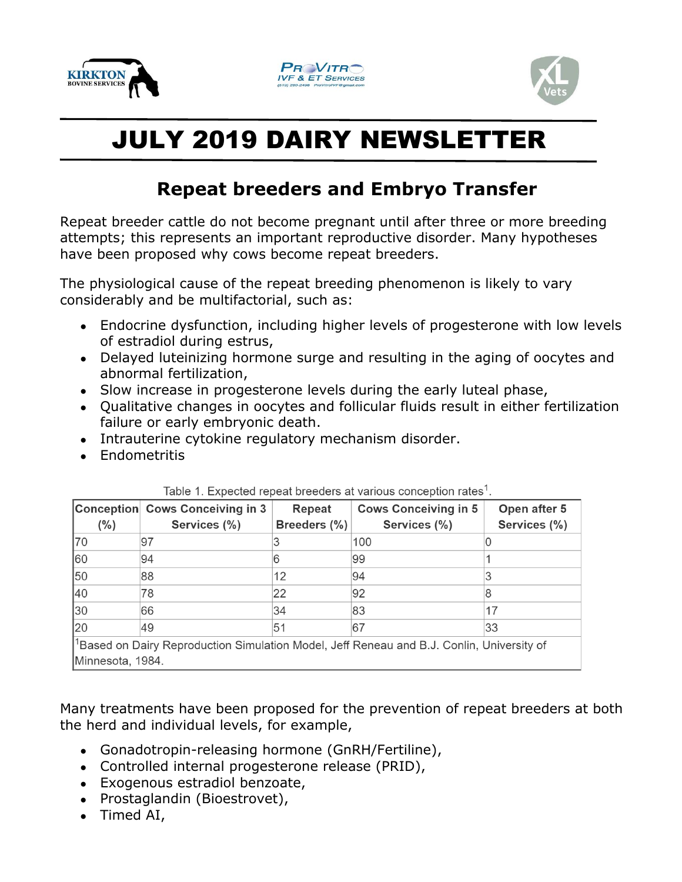# JULY 2019 DAIRY NEWSLETTER

## Repeat breeders and Embryo Transfer

Repeat breeder cattle do not become pregnant until after three or more breeding attempts; this represents an important reproductive disorder. Many hypotheses have been proposed why cows become repeat breeders.

The physiological cause of the repeat breeding phenomenon is likely to vary considerably and be multifactorial, such as:

- Endocrine dysfunction, including higher levels of progesterone with low levels of estradiol during estrus,
- Delayed luteinizing hormone surge and resulting in the aging of oocytes and abnormal fertilization,
- Slow increase in progesterone levels during the early luteal phase,
- Qualitative changes in oocytes and follicular fluids result in either fertilization failure or early embryonic death.
- Intrauterine cytokine regulatory mechanism disorder.
- Endometritis

Table 1. Expected repeat breeders at various conception rates[1].

| Conception (%) | Cows Conceiving in 3 Services (%) | Repeat Breeders (%) | Cows Conceiving in 5 Services (%) | Open after 5 Services (%) |
|---|---|---|---|---|
| 70 | 97 | 3 | 100 | 0 |
| 60 | 94 | 6 | 99 | 1 |
| 50 | 88 | 12 | 94 | 3 |
| 40 | 78 | 22 | 92 | 8 |
| 30 | 66 | 34 | 83 | 17 |
| 20 | 49 | 51 | 67 | 33 |

[1]Based on Dairy Reproduction Simulation Model, Jeff Reneau and B.J. Conlin, University of Minnesota, 1984.

Many treatments have been proposed for the prevention of repeat breeders at both the herd and individual levels, for example,

- Gonadotropin-releasing hormone (GnRH/Fertiline),
- Controlled internal progesterone release (PRID),
- Exogenous estradiol benzoate,
- Prostaglandin (Bioestrovet),
- Timed AI,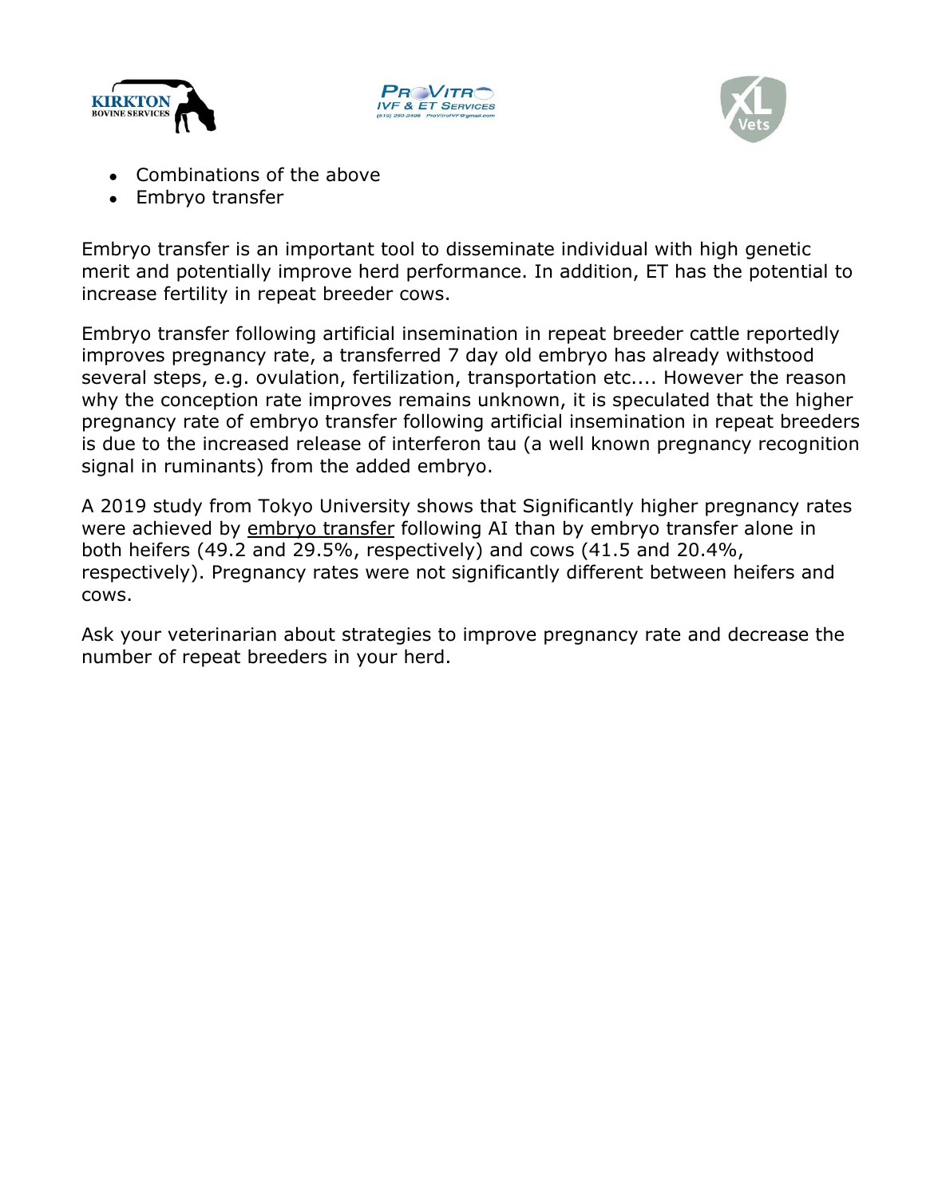- Combinations of the above
- Embryo transfer

Embryo transfer is an important tool to disseminate individual with high genetic merit and potentially improve herd performance. In addition, ET has the potential to increase fertility in repeat breeder cows.

Embryo transfer following artificial insemination in repeat breeder cattle reportedly improves pregnancy rate, a transferred 7 day old embryo has already withstood several steps, e.g. ovulation, fertilization, transportation etc.... However the reason why the conception rate improves remains unknown, it is speculated that the higher pregnancy rate of embryo transfer following artificial insemination in repeat breeders is due to the increased release of interferon tau (a well known pregnancy recognition signal in ruminants) from the added embryo.

A 2019 study from Tokyo University shows that Significantly higher pregnancy rates were achieved by embryo transfer following AI than by embryo transfer alone in both heifers (49.2 and 29.5%, respectively) and cows (41.5 and 20.4%, respectively). Pregnancy rates were not significantly different between heifers and cows.

Ask your veterinarian about strategies to improve pregnancy rate and decrease the number of repeat breeders in your herd.